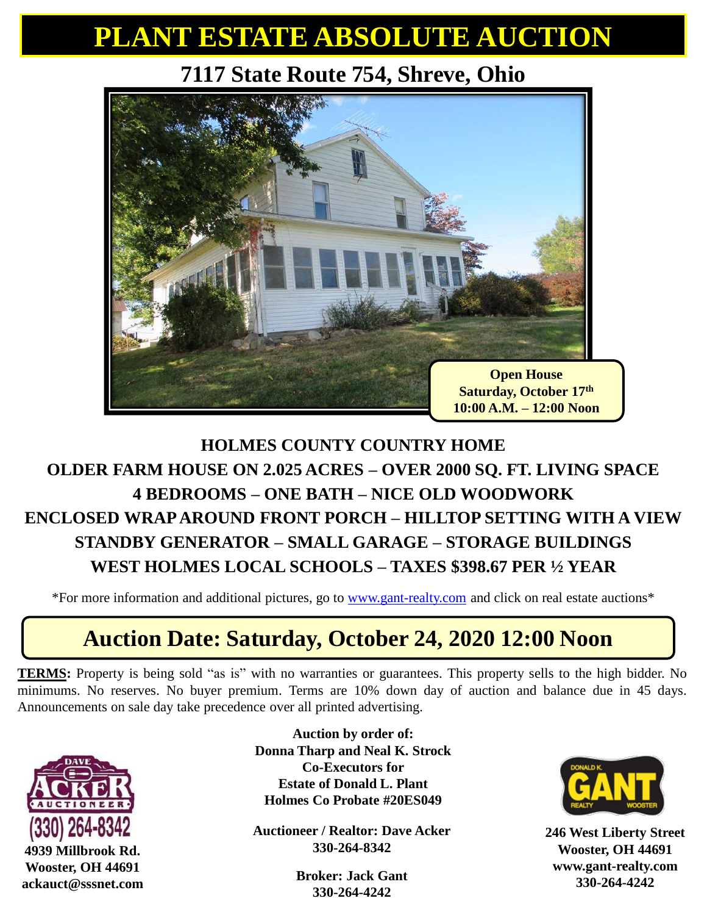# PLANT ESTATE ABSOLUTE AUCTION

## 7117 State Route 754, Shreve, Ohio

**Open House**
**Saturday, October 17th**
**10:00 A.M. – 12:00 Noon**

**HOLMES COUNTY COUNTRY HOME**

**OLDER FARM HOUSE ON 2.025 ACRES – OVER 2000 SQ. FT. LIVING SPACE**

**4 BEDROOMS – ONE BATH – NICE OLD WOODWORK**

**ENCLOSED WRAP AROUND FRONT PORCH – HILLTOP SETTING WITH A VIEW**

**STANDBY GENERATOR – SMALL GARAGE – STORAGE BUILDINGS**

**WEST HOLMES LOCAL SCHOOLS – TAXES $398.67 PER ½ YEAR**

*For more information and additional pictures, go to www.gant-realty.com and click on real estate auctions*

## Auction Date: Saturday, October 24, 2020 12:00 Noon

**TERMS:** Property is being sold "as is" with no warranties or guarantees. This property sells to the high bidder. No minimums. No reserves. No buyer premium. Terms are 10% down day of auction and balance due in 45 days. Announcements on sale day take precedence over all printed advertising.

**Auction by order of:**
**Donna Tharp and Neal K. Strock**
**Co-Executors for**
**Estate of Donald L. Plant**
**Holmes Co Probate #20ES049**

**Auctioneer / Realtor: Dave Acker**
**330-264-8342**

**Broker: Jack Gant**
**330-264-4242**

DAVE ACKER AUCTIONEER
(330) 264-8342
**4939 Millbrook Rd.**
**Wooster, OH 44691**
**ackauct@sssnet.com**

DONALD K. GANT REALTY WOOSTER
**246 West Liberty Street**
**Wooster, OH 44691**
**www.gant-realty.com**
**330-264-4242**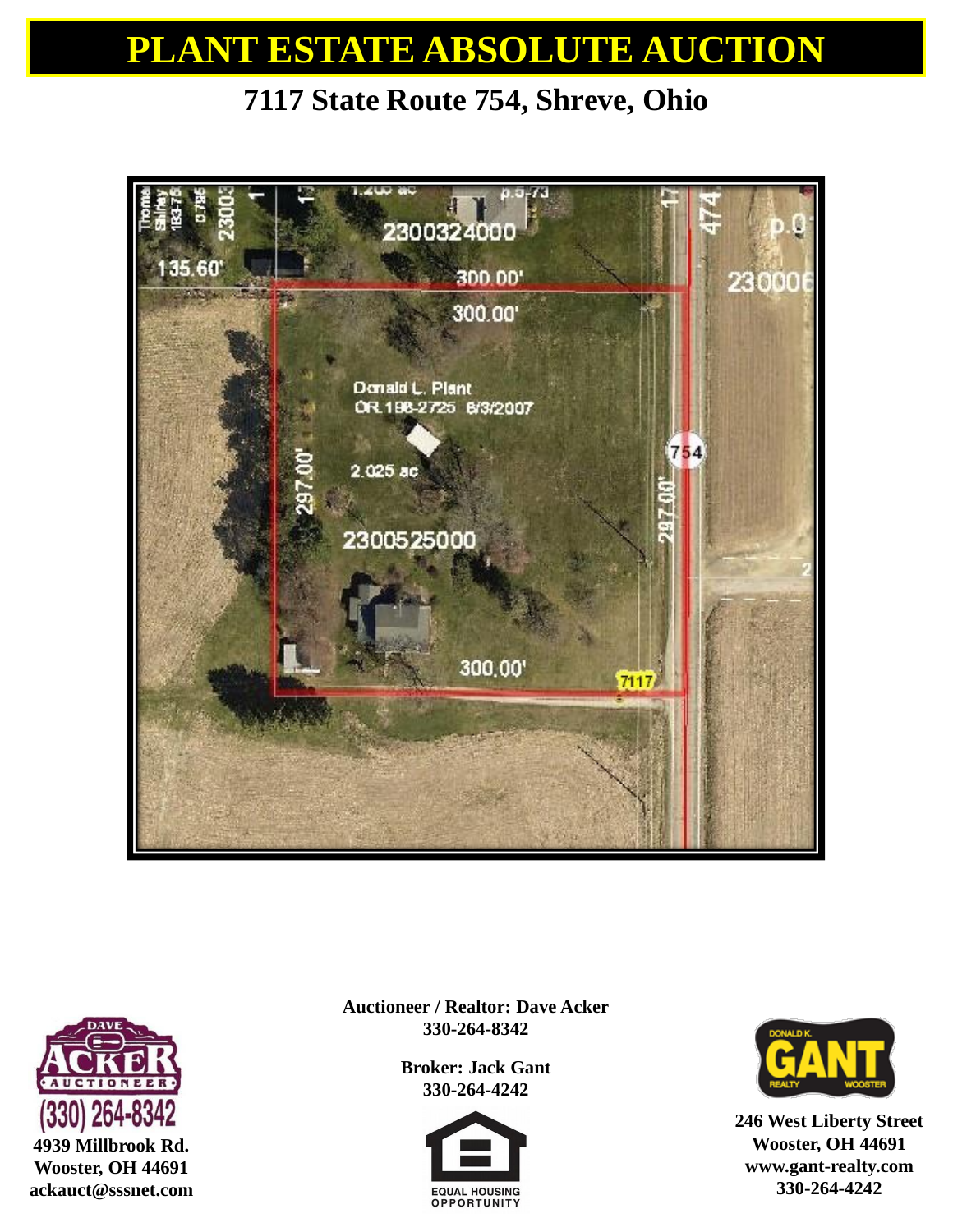# PLANT ESTATE ABSOLUTE AUCTION

## 7117 State Route 754, Shreve, Ohio

Thoma Shirley 183-75
0.795
23003
135.60'
1.200 ac
p.5-73
2300324000
300.00'
300.00'
Donald L. Plant
OR.198-2725 6/3/2007
2.025 ac
297.00'
2300525000
297.00'
754
474
p.0
230006
300.00'
7117

**Auctioneer / Realtor: Dave Acker**
**330-264-8342**

**Broker: Jack Gant**
**330-264-4242**

EQUAL HOUSING OPPORTUNITY

DAVE ACKER AUCTIONEER
(330) 264-8342
**4939 Millbrook Rd.**
**Wooster, OH 44691**
**ackauct@sssnet.com**

DONALD K. GANT REALTY WOOSTER
**246 West Liberty Street**
**Wooster, OH 44691**
**www.gant-realty.com**
**330-264-4242**